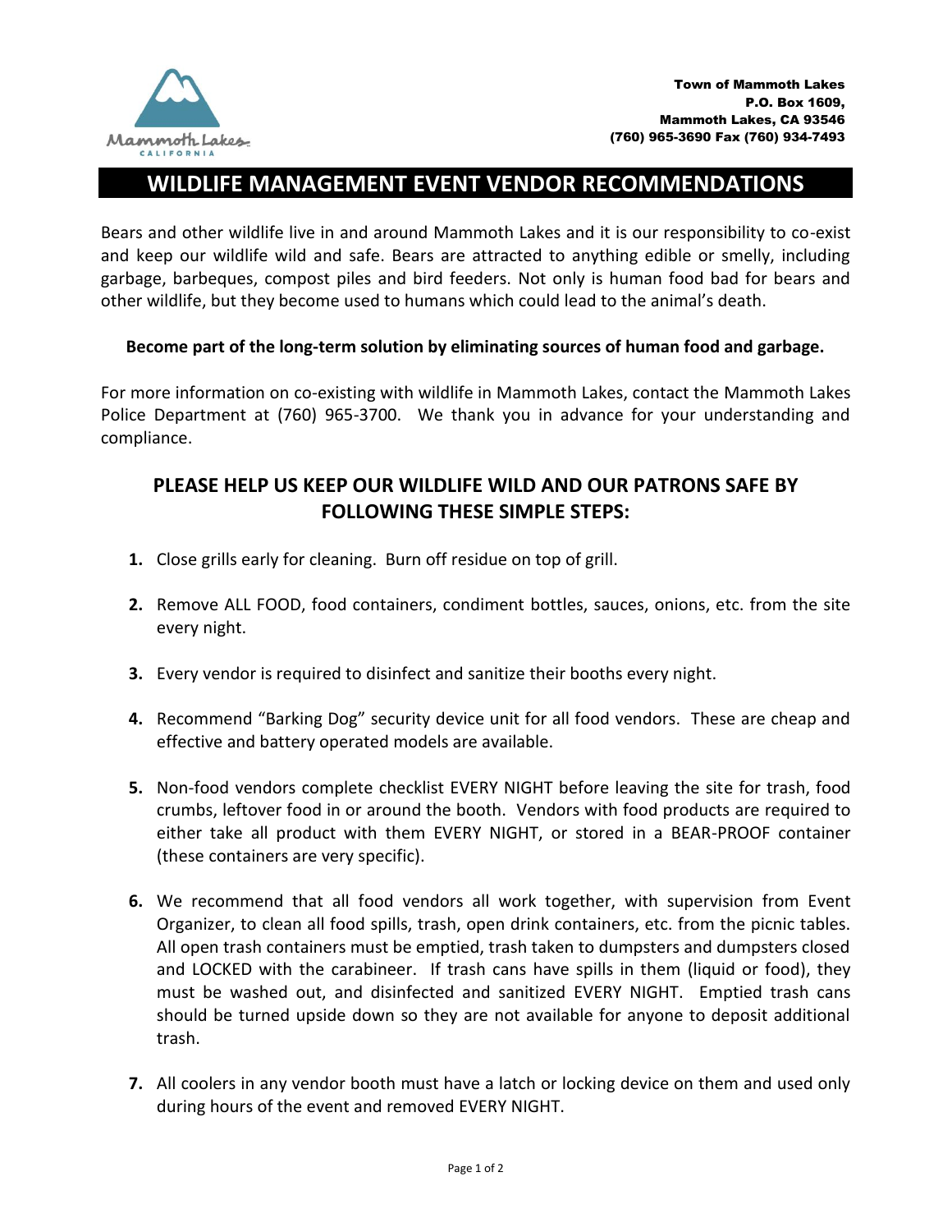Town of Mammoth Lakes
P.O. Box 1609,
Mammoth Lakes, CA 93546
(760) 965-3690 Fax (760) 934-7493

# WILDLIFE MANAGEMENT EVENT VENDOR RECOMMENDATIONS

Bears and other wildlife live in and around Mammoth Lakes and it is our responsibility to co-exist and keep our wildlife wild and safe. Bears are attracted to anything edible or smelly, including garbage, barbeques, compost piles and bird feeders. Not only is human food bad for bears and other wildlife, but they become used to humans which could lead to the animal's death.

**Become part of the long-term solution by eliminating sources of human food and garbage.**

For more information on co-existing with wildlife in Mammoth Lakes, contact the Mammoth Lakes Police Department at (760) 965-3700. We thank you in advance for your understanding and compliance.

## PLEASE HELP US KEEP OUR WILDLIFE WILD AND OUR PATRONS SAFE BY FOLLOWING THESE SIMPLE STEPS:

1. Close grills early for cleaning. Burn off residue on top of grill.
2. Remove ALL FOOD, food containers, condiment bottles, sauces, onions, etc. from the site every night.
3. Every vendor is required to disinfect and sanitize their booths every night.
4. Recommend "Barking Dog" security device unit for all food vendors. These are cheap and effective and battery operated models are available.
5. Non-food vendors complete checklist EVERY NIGHT before leaving the site for trash, food crumbs, leftover food in or around the booth. Vendors with food products are required to either take all product with them EVERY NIGHT, or stored in a BEAR-PROOF container (these containers are very specific).
6. We recommend that all food vendors all work together, with supervision from Event Organizer, to clean all food spills, trash, open drink containers, etc. from the picnic tables. All open trash containers must be emptied, trash taken to dumpsters and dumpsters closed and LOCKED with the carabineer. If trash cans have spills in them (liquid or food), they must be washed out, and disinfected and sanitized EVERY NIGHT. Emptied trash cans should be turned upside down so they are not available for anyone to deposit additional trash.
7. All coolers in any vendor booth must have a latch or locking device on them and used only during hours of the event and removed EVERY NIGHT.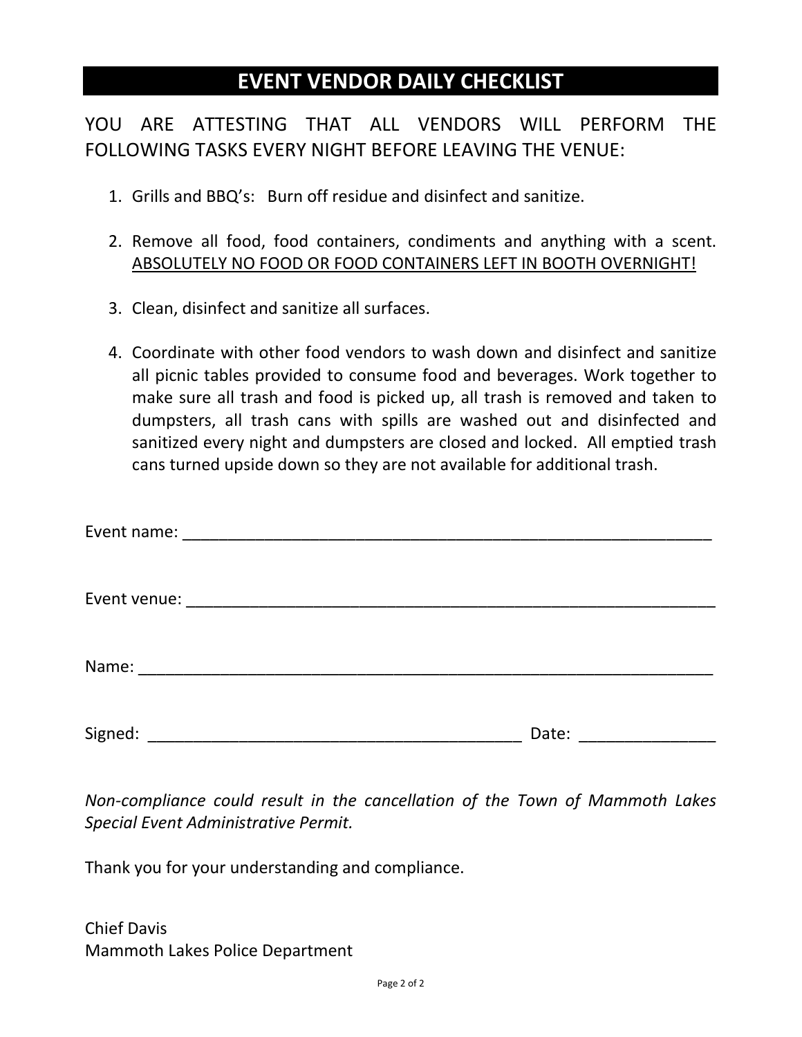# EVENT VENDOR DAILY CHECKLIST

YOU ARE ATTESTING THAT ALL VENDORS WILL PERFORM THE FOLLOWING TASKS EVERY NIGHT BEFORE LEAVING THE VENUE:

1. Grills and BBQ's: Burn off residue and disinfect and sanitize.

2. Remove all food, food containers, condiments and anything with a scent. <u>ABSOLUTELY NO FOOD OR FOOD CONTAINERS LEFT IN BOOTH OVERNIGHT!</u>

3. Clean, disinfect and sanitize all surfaces.

4. Coordinate with other food vendors to wash down and disinfect and sanitize all picnic tables provided to consume food and beverages. Work together to make sure all trash and food is picked up, all trash is removed and taken to dumpsters, all trash cans with spills are washed out and disinfected and sanitized every night and dumpsters are closed and locked. All emptied trash cans turned upside down so they are not available for additional trash.

Event name: ____________________________________________________________

Event venue: ____________________________________________________________

Name: _________________________________________________________________

Signed: ________________________________________ Date: _______________

*Non-compliance could result in the cancellation of the Town of Mammoth Lakes Special Event Administrative Permit.*

Thank you for your understanding and compliance.

Chief Davis
Mammoth Lakes Police Department